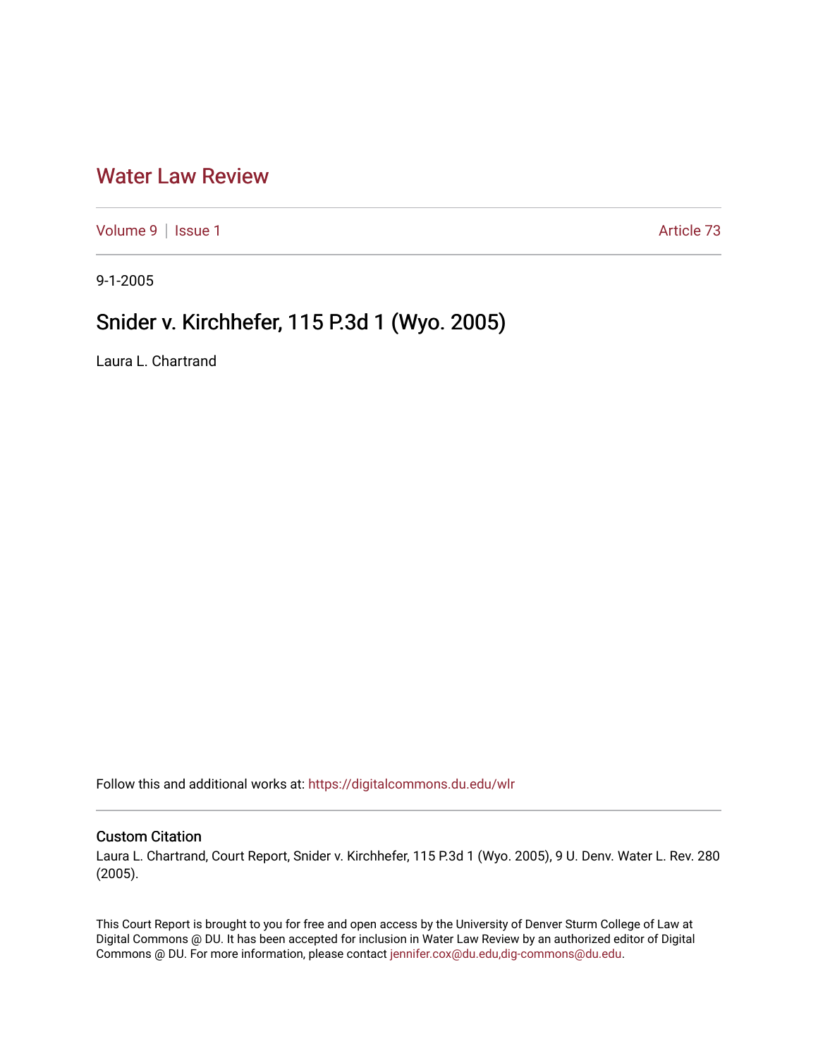# Water Law Review

Volume 9 | Issue 1 Article 73

9-1-2005

## Snider v. Kirchhefer, 115 P.3d 1 (Wyo. 2005)

Laura L. Chartrand

Follow this and additional works at: https://digitalcommons.du.edu/wlr

### Custom Citation

Laura L. Chartrand, Court Report, Snider v. Kirchhefer, 115 P.3d 1 (Wyo. 2005), 9 U. Denv. Water L. Rev. 280 (2005).

This Court Report is brought to you for free and open access by the University of Denver Sturm College of Law at Digital Commons @ DU. It has been accepted for inclusion in Water Law Review by an authorized editor of Digital Commons @ DU. For more information, please contact jennifer.cox@du.edu,dig-commons@du.edu.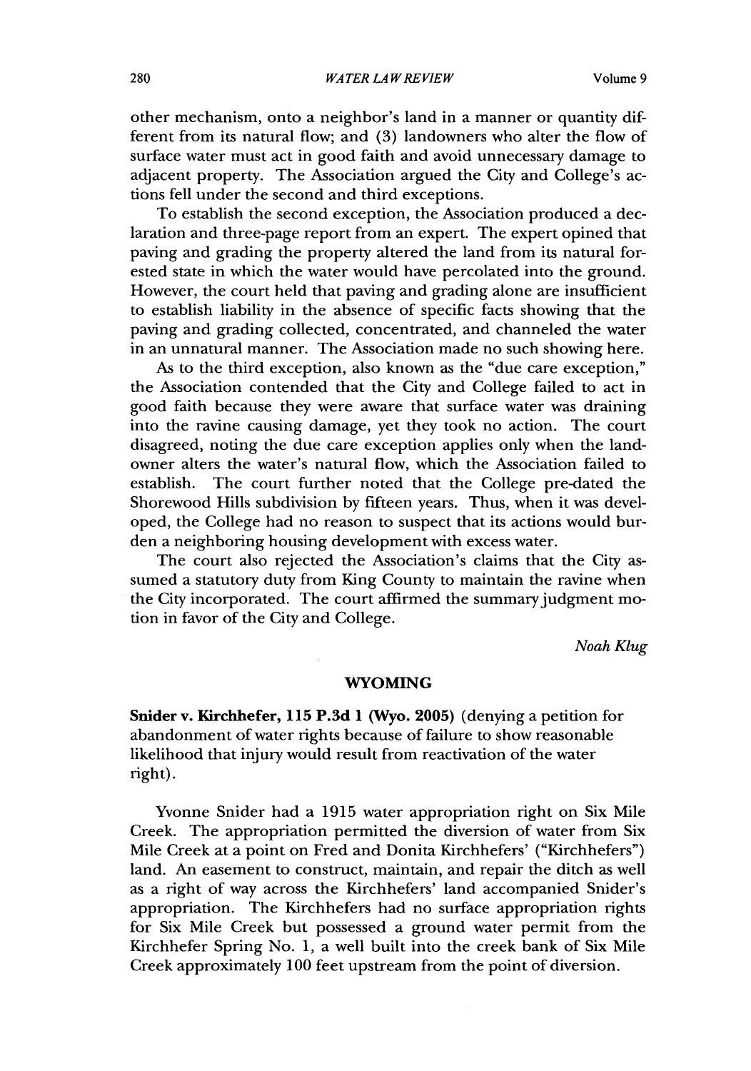other mechanism, onto a neighbor's land in a manner or quantity different from its natural flow; and (3) landowners who alter the flow of surface water must act in good faith and avoid unnecessary damage to adjacent property. The Association argued the City and College's actions fell under the second and third exceptions.

To establish the second exception, the Association produced a declaration and three-page report from an expert. The expert opined that paving and grading the property altered the land from its natural forested state in which the water would have percolated into the ground. However, the court held that paving and grading alone are insufficient to establish liability in the absence of specific facts showing that the paving and grading collected, concentrated, and channeled the water in an unnatural manner. The Association made no such showing here.

As to the third exception, also known as the "due care exception," the Association contended that the City and College failed to act in good faith because they were aware that surface water was draining into the ravine causing damage, yet they took no action. The court disagreed, noting the due care exception applies only when the landowner alters the water's natural flow, which the Association failed to establish. The court further noted that the College pre-dated the Shorewood Hills subdivision by fifteen years. Thus, when it was developed, the College had no reason to suspect that its actions would burden a neighboring housing development with excess water.

The court also rejected the Association's claims that the City assumed a statutory duty from King County to maintain the ravine when the City incorporated. The court affirmed the summary judgment motion in favor of the City and College.

*Noah Klug*

## WYOMING

**Snider v. Kirchhefer, 115 P.3d 1 (Wyo. 2005)** (denying a petition for abandonment of water rights because of failure to show reasonable likelihood that injury would result from reactivation of the water right).

Yvonne Snider had a 1915 water appropriation right on Six Mile Creek. The appropriation permitted the diversion of water from Six Mile Creek at a point on Fred and Donita Kirchhefers' ("Kirchhefers") land. An easement to construct, maintain, and repair the ditch as well as a right of way across the Kirchhefers' land accompanied Snider's appropriation. The Kirchhefers had no surface appropriation rights for Six Mile Creek but possessed a ground water permit from the Kirchhefer Spring No. 1, a well built into the creek bank of Six Mile Creek approximately 100 feet upstream from the point of diversion.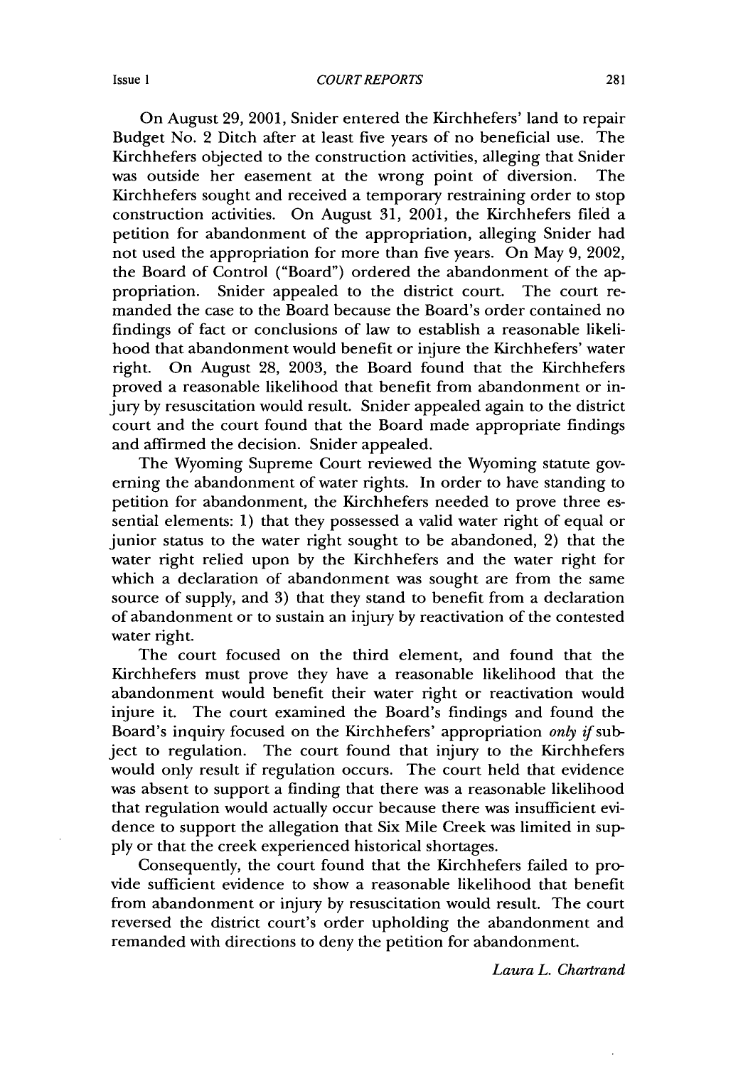On August 29, 2001, Snider entered the Kirchhefers' land to repair Budget No. 2 Ditch after at least five years of no beneficial use. The Kirchhefers objected to the construction activities, alleging that Snider was outside her easement at the wrong point of diversion. The Kirchhefers sought and received a temporary restraining order to stop construction activities. On August 31, 2001, the Kirchhefers filed a petition for abandonment of the appropriation, alleging Snider had not used the appropriation for more than five years. On May 9, 2002, the Board of Control ("Board") ordered the abandonment of the appropriation. Snider appealed to the district court. The court remanded the case to the Board because the Board's order contained no findings of fact or conclusions of law to establish a reasonable likelihood that abandonment would benefit or injure the Kirchhefers' water right. On August 28, 2003, the Board found that the Kirchhefers proved a reasonable likelihood that benefit from abandonment or injury by resuscitation would result. Snider appealed again to the district court and the court found that the Board made appropriate findings and affirmed the decision. Snider appealed.

The Wyoming Supreme Court reviewed the Wyoming statute governing the abandonment of water rights. In order to have standing to petition for abandonment, the Kirchhefers needed to prove three essential elements: 1) that they possessed a valid water right of equal or junior status to the water right sought to be abandoned, 2) that the water right relied upon by the Kirchhefers and the water right for which a declaration of abandonment was sought are from the same source of supply, and 3) that they stand to benefit from a declaration of abandonment or to sustain an injury by reactivation of the contested water right.

The court focused on the third element, and found that the Kirchhefers must prove they have a reasonable likelihood that the abandonment would benefit their water right or reactivation would injure it. The court examined the Board's findings and found the Board's inquiry focused on the Kirchhefers' appropriation *only if* subject to regulation. The court found that injury to the Kirchhefers would only result if regulation occurs. The court held that evidence was absent to support a finding that there was a reasonable likelihood that regulation would actually occur because there was insufficient evidence to support the allegation that Six Mile Creek was limited in supply or that the creek experienced historical shortages.

Consequently, the court found that the Kirchhefers failed to provide sufficient evidence to show a reasonable likelihood that benefit from abandonment or injury by resuscitation would result. The court reversed the district court's order upholding the abandonment and remanded with directions to deny the petition for abandonment.

*Laura L. Chartrand*